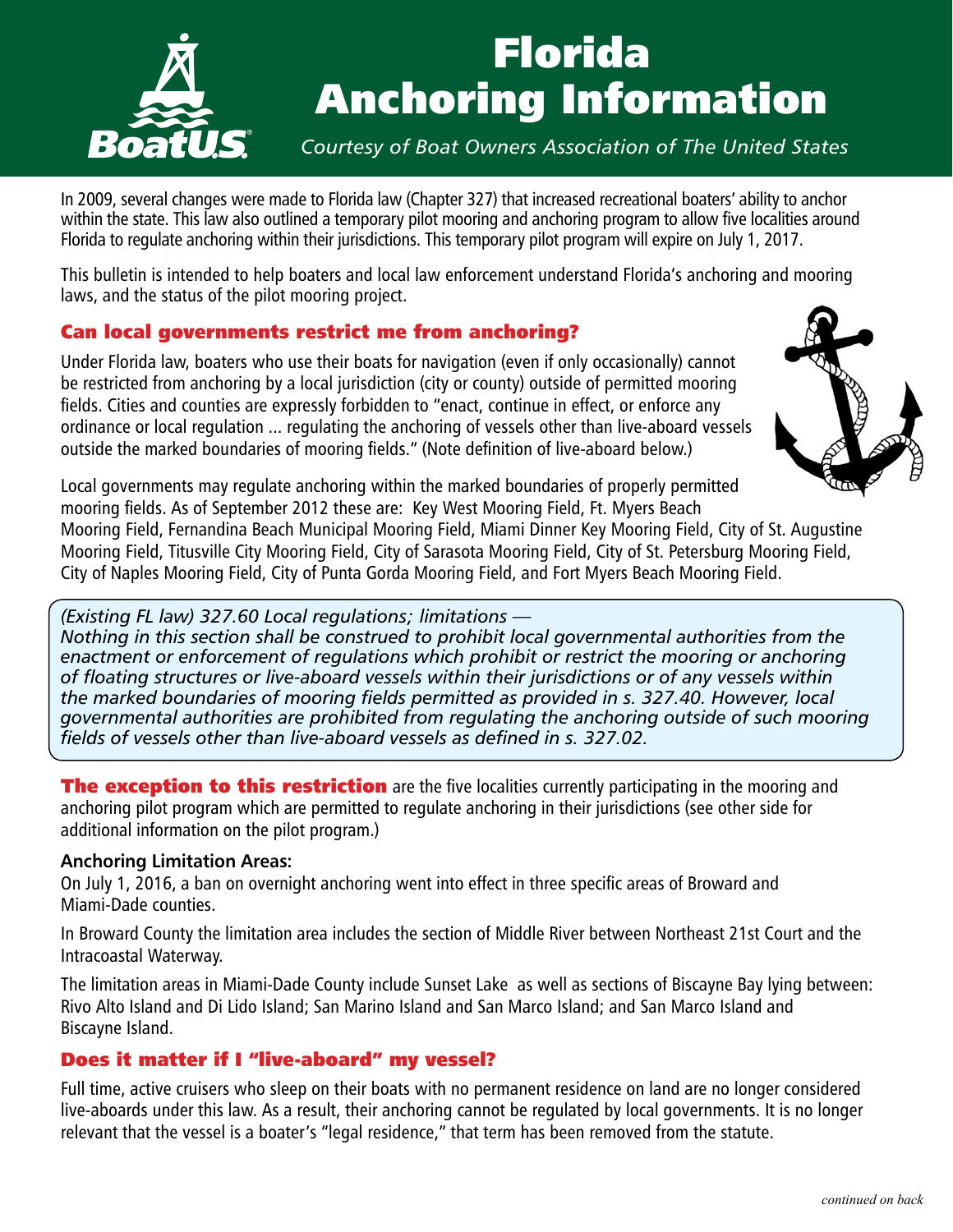# Florida Anchoring Information

*Courtesy of Boat Owners Association of The United States*

In 2009, several changes were made to Florida law (Chapter 327) that increased recreational boaters' ability to anchor within the state. This law also outlined a temporary pilot mooring and anchoring program to allow five localities around Florida to regulate anchoring within their jurisdictions. This temporary pilot program will expire on July 1, 2017.

This bulletin is intended to help boaters and local law enforcement understand Florida's anchoring and mooring laws, and the status of the pilot mooring project.

## Can local governments restrict me from anchoring?

Under Florida law, boaters who use their boats for navigation (even if only occasionally) cannot be restricted from anchoring by a local jurisdiction (city or county) outside of permitted mooring fields. Cities and counties are expressly forbidden to "enact, continue in effect, or enforce any ordinance or local regulation ... regulating the anchoring of vessels other than live-aboard vessels outside the marked boundaries of mooring fields." (Note definition of live-aboard below.)

Local governments may regulate anchoring within the marked boundaries of properly permitted mooring fields. As of September 2012 these are: Key West Mooring Field, Ft. Myers Beach Mooring Field, Fernandina Beach Municipal Mooring Field, Miami Dinner Key Mooring Field, City of St. Augustine Mooring Field, Titusville City Mooring Field, City of Sarasota Mooring Field, City of St. Petersburg Mooring Field, City of Naples Mooring Field, City of Punta Gorda Mooring Field, and Fort Myers Beach Mooring Field.

> *(Existing FL law) 327.60 Local regulations; limitations —*
> *Nothing in this section shall be construed to prohibit local governmental authorities from the enactment or enforcement of regulations which prohibit or restrict the mooring or anchoring of floating structures or live-aboard vessels within their jurisdictions or of any vessels within the marked boundaries of mooring fields permitted as provided in s. 327.40. However, local governmental authorities are prohibited from regulating the anchoring outside of such mooring fields of vessels other than live-aboard vessels as defined in s. 327.02.*

**The exception to this restriction** are the five localities currently participating in the mooring and anchoring pilot program which are permitted to regulate anchoring in their jurisdictions (see other side for additional information on the pilot program.)

**Anchoring Limitation Areas:**

On July 1, 2016, a ban on overnight anchoring went into effect in three specific areas of Broward and Miami-Dade counties.

In Broward County the limitation area includes the section of Middle River between Northeast 21st Court and the Intracoastal Waterway.

The limitation areas in Miami-Dade County include Sunset Lake as well as sections of Biscayne Bay lying between: Rivo Alto Island and Di Lido Island; San Marino Island and San Marco Island; and San Marco Island and Biscayne Island.

## Does it matter if I "live-aboard" my vessel?

Full time, active cruisers who sleep on their boats with no permanent residence on land are no longer considered live-aboards under this law. As a result, their anchoring cannot be regulated by local governments. It is no longer relevant that the vessel is a boater's "legal residence," that term has been removed from the statute.

*continued on back*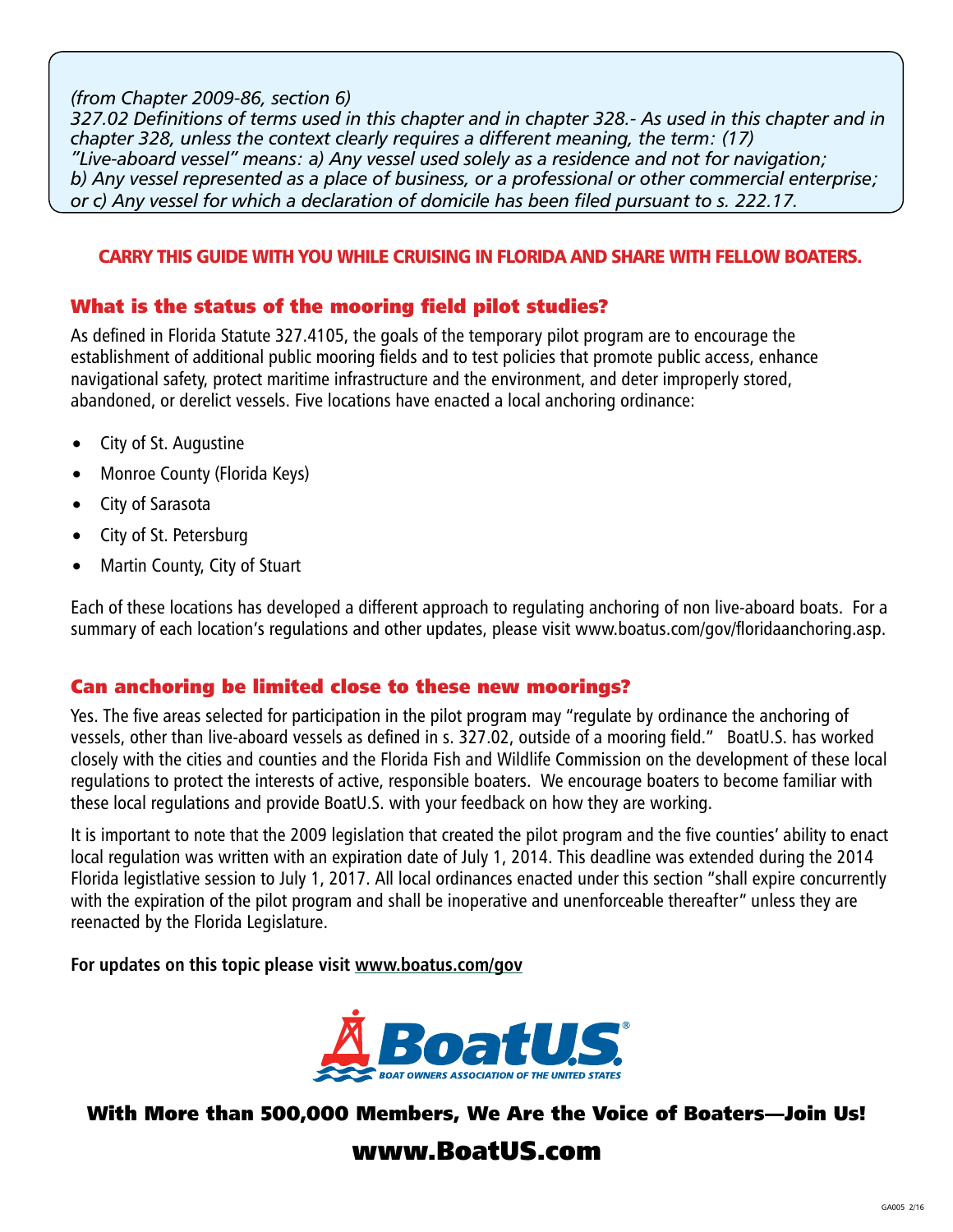*(from Chapter 2009-86, section 6)*
*327.02 Definitions of terms used in this chapter and in chapter 328.- As used in this chapter and in chapter 328, unless the context clearly requires a different meaning, the term: (17) "Live-aboard vessel" means: a) Any vessel used solely as a residence and not for navigation; b) Any vessel represented as a place of business, or a professional or other commercial enterprise; or c) Any vessel for which a declaration of domicile has been filed pursuant to s. 222.17.*

**CARRY THIS GUIDE WITH YOU WHILE CRUISING IN FLORIDA AND SHARE WITH FELLOW BOATERS.**

## What is the status of the mooring field pilot studies?

As defined in Florida Statute 327.4105, the goals of the temporary pilot program are to encourage the establishment of additional public mooring fields and to test policies that promote public access, enhance navigational safety, protect maritime infrastructure and the environment, and deter improperly stored, abandoned, or derelict vessels. Five locations have enacted a local anchoring ordinance:

- City of St. Augustine
- Monroe County (Florida Keys)
- City of Sarasota
- City of St. Petersburg
- Martin County, City of Stuart

Each of these locations has developed a different approach to regulating anchoring of non live-aboard boats. For a summary of each location's regulations and other updates, please visit www.boatus.com/gov/floridaanchoring.asp.

## Can anchoring be limited close to these new moorings?

Yes. The five areas selected for participation in the pilot program may "regulate by ordinance the anchoring of vessels, other than live-aboard vessels as defined in s. 327.02, outside of a mooring field." BoatU.S. has worked closely with the cities and counties and the Florida Fish and Wildlife Commission on the development of these local regulations to protect the interests of active, responsible boaters. We encourage boaters to become familiar with these local regulations and provide BoatU.S. with your feedback on how they are working.

It is important to note that the 2009 legislation that created the pilot program and the five counties' ability to enact local regulation was written with an expiration date of July 1, 2014. This deadline was extended during the 2014 Florida legistlative session to July 1, 2017. All local ordinances enacted under this section "shall expire concurrently with the expiration of the pilot program and shall be inoperative and unenforceable thereafter" unless they are reenacted by the Florida Legislature.

**For updates on this topic please visit www.boatus.com/gov**

BoatU.S.
BOAT OWNERS ASSOCIATION OF THE UNITED STATES

**With More than 500,000 Members, We Are the Voice of Boaters—Join Us!**

**www.BoatUS.com**

GA005 2/16